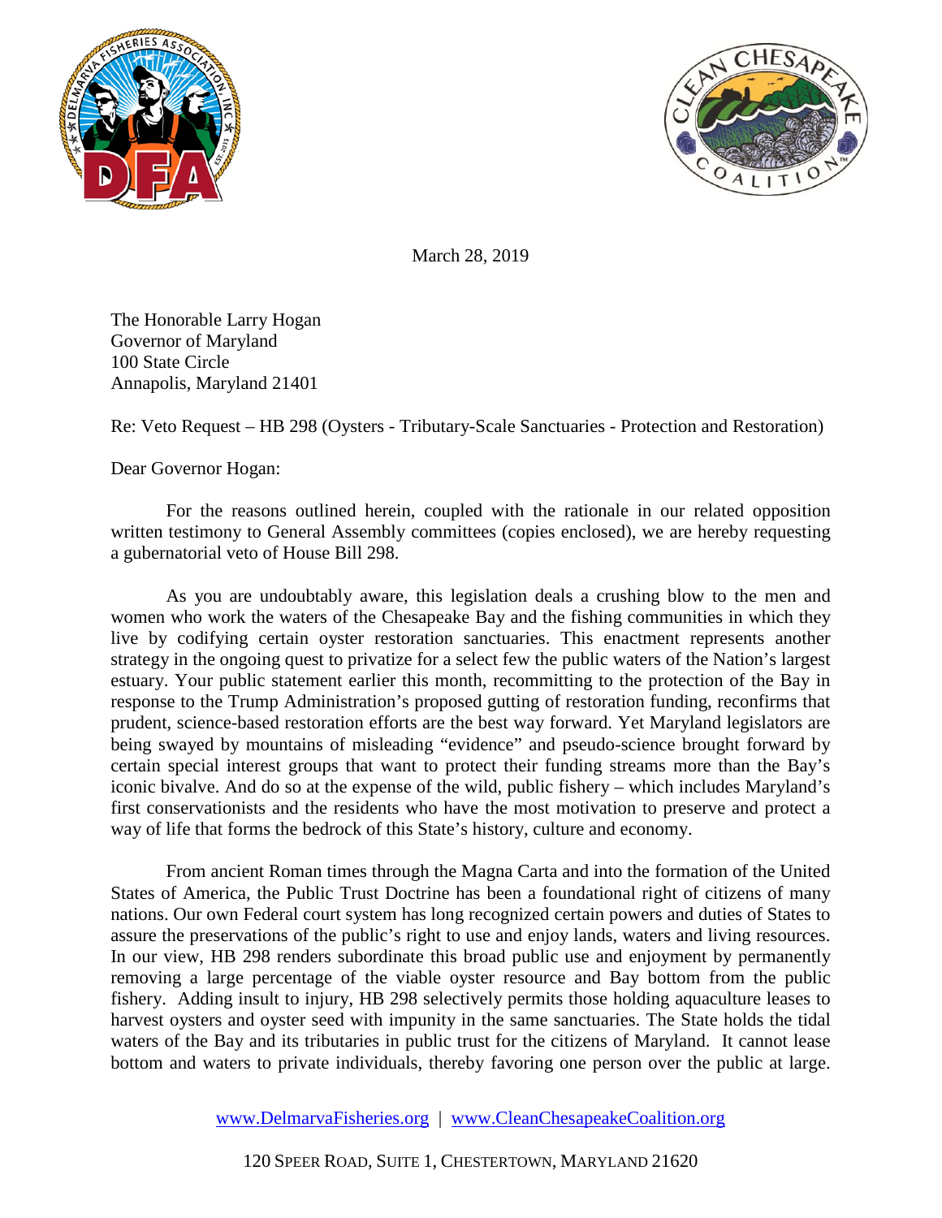March 28, 2019

The Honorable Larry Hogan
Governor of Maryland
100 State Circle
Annapolis, Maryland 21401

Re: Veto Request – HB 298 (Oysters - Tributary-Scale Sanctuaries - Protection and Restoration)

Dear Governor Hogan:

For the reasons outlined herein, coupled with the rationale in our related opposition written testimony to General Assembly committees (copies enclosed), we are hereby requesting a gubernatorial veto of House Bill 298.

As you are undoubtably aware, this legislation deals a crushing blow to the men and women who work the waters of the Chesapeake Bay and the fishing communities in which they live by codifying certain oyster restoration sanctuaries. This enactment represents another strategy in the ongoing quest to privatize for a select few the public waters of the Nation's largest estuary. Your public statement earlier this month, recommitting to the protection of the Bay in response to the Trump Administration's proposed gutting of restoration funding, reconfirms that prudent, science-based restoration efforts are the best way forward. Yet Maryland legislators are being swayed by mountains of misleading "evidence" and pseudo-science brought forward by certain special interest groups that want to protect their funding streams more than the Bay's iconic bivalve. And do so at the expense of the wild, public fishery – which includes Maryland's first conservationists and the residents who have the most motivation to preserve and protect a way of life that forms the bedrock of this State's history, culture and economy.

From ancient Roman times through the Magna Carta and into the formation of the United States of America, the Public Trust Doctrine has been a foundational right of citizens of many nations. Our own Federal court system has long recognized certain powers and duties of States to assure the preservations of the public's right to use and enjoy lands, waters and living resources. In our view, HB 298 renders subordinate this broad public use and enjoyment by permanently removing a large percentage of the viable oyster resource and Bay bottom from the public fishery. Adding insult to injury, HB 298 selectively permits those holding aquaculture leases to harvest oysters and oyster seed with impunity in the same sanctuaries. The State holds the tidal waters of the Bay and its tributaries in public trust for the citizens of Maryland. It cannot lease bottom and waters to private individuals, thereby favoring one person over the public at large.

www.DelmarvaFisheries.org | www.CleanChesapeakeCoalition.org

120 Speer Road, Suite 1, Chestertown, Maryland 21620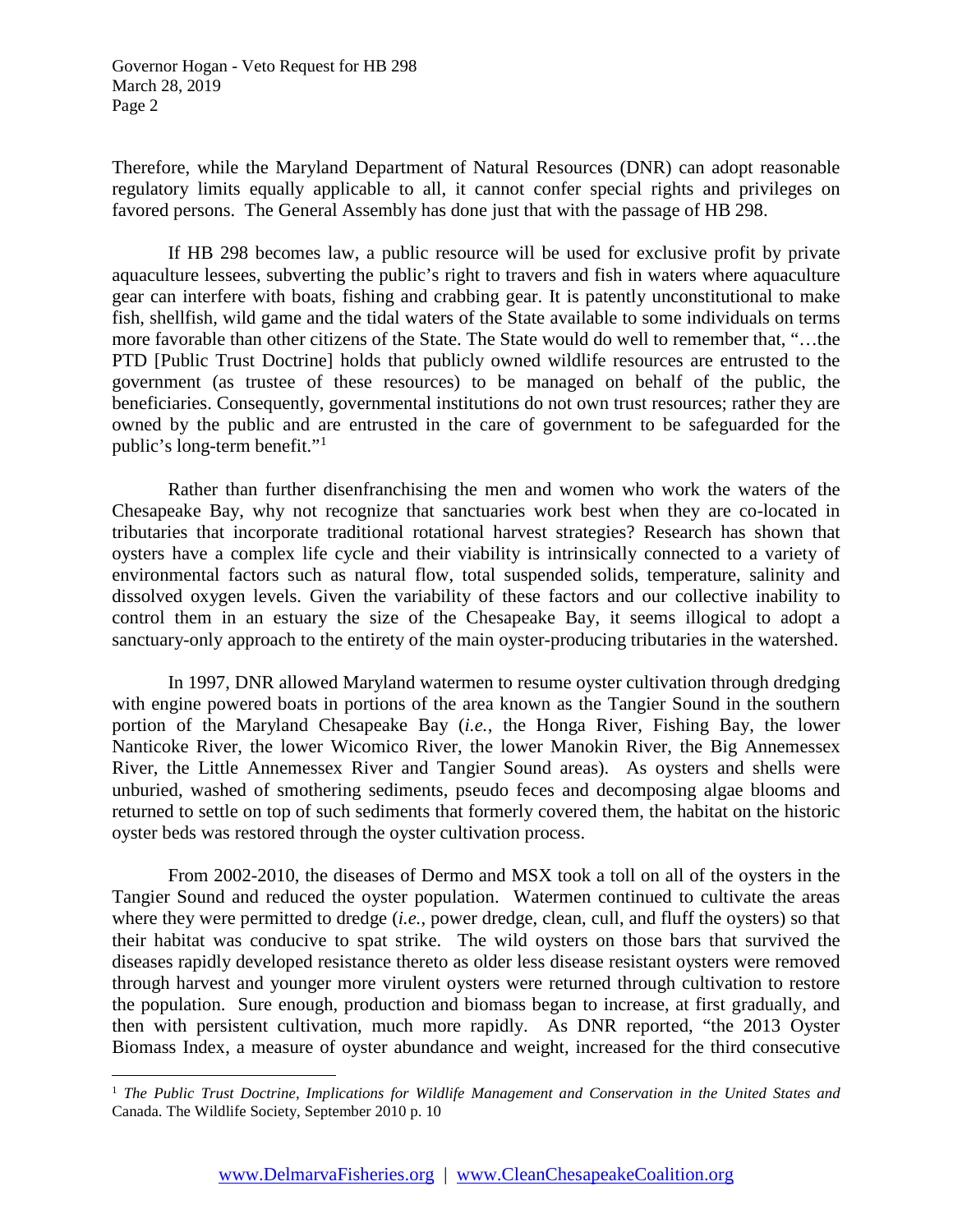Therefore, while the Maryland Department of Natural Resources (DNR) can adopt reasonable regulatory limits equally applicable to all, it cannot confer special rights and privileges on favored persons. The General Assembly has done just that with the passage of HB 298.

If HB 298 becomes law, a public resource will be used for exclusive profit by private aquaculture lessees, subverting the public's right to travers and fish in waters where aquaculture gear can interfere with boats, fishing and crabbing gear. It is patently unconstitutional to make fish, shellfish, wild game and the tidal waters of the State available to some individuals on terms more favorable than other citizens of the State. The State would do well to remember that, "…the PTD [Public Trust Doctrine] holds that publicly owned wildlife resources are entrusted to the government (as trustee of these resources) to be managed on behalf of the public, the beneficiaries. Consequently, governmental institutions do not own trust resources; rather they are owned by the public and are entrusted in the care of government to be safeguarded for the public's long-term benefit."[1]

Rather than further disenfranchising the men and women who work the waters of the Chesapeake Bay, why not recognize that sanctuaries work best when they are co-located in tributaries that incorporate traditional rotational harvest strategies? Research has shown that oysters have a complex life cycle and their viability is intrinsically connected to a variety of environmental factors such as natural flow, total suspended solids, temperature, salinity and dissolved oxygen levels. Given the variability of these factors and our collective inability to control them in an estuary the size of the Chesapeake Bay, it seems illogical to adopt a sanctuary-only approach to the entirety of the main oyster-producing tributaries in the watershed.

In 1997, DNR allowed Maryland watermen to resume oyster cultivation through dredging with engine powered boats in portions of the area known as the Tangier Sound in the southern portion of the Maryland Chesapeake Bay (*i.e.*, the Honga River, Fishing Bay, the lower Nanticoke River, the lower Wicomico River, the lower Manokin River, the Big Annemessex River, the Little Annemessex River and Tangier Sound areas). As oysters and shells were unburied, washed of smothering sediments, pseudo feces and decomposing algae blooms and returned to settle on top of such sediments that formerly covered them, the habitat on the historic oyster beds was restored through the oyster cultivation process.

From 2002-2010, the diseases of Dermo and MSX took a toll on all of the oysters in the Tangier Sound and reduced the oyster population. Watermen continued to cultivate the areas where they were permitted to dredge (*i.e.*, power dredge, clean, cull, and fluff the oysters) so that their habitat was conducive to spat strike. The wild oysters on those bars that survived the diseases rapidly developed resistance thereto as older less disease resistant oysters were removed through harvest and younger more virulent oysters were returned through cultivation to restore the population. Sure enough, production and biomass began to increase, at first gradually, and then with persistent cultivation, much more rapidly. As DNR reported, "the 2013 Oyster Biomass Index, a measure of oyster abundance and weight, increased for the third consecutive

[1] *The Public Trust Doctrine, Implications for Wildlife Management and Conservation in the United States and* Canada. The Wildlife Society, September 2010 p. 10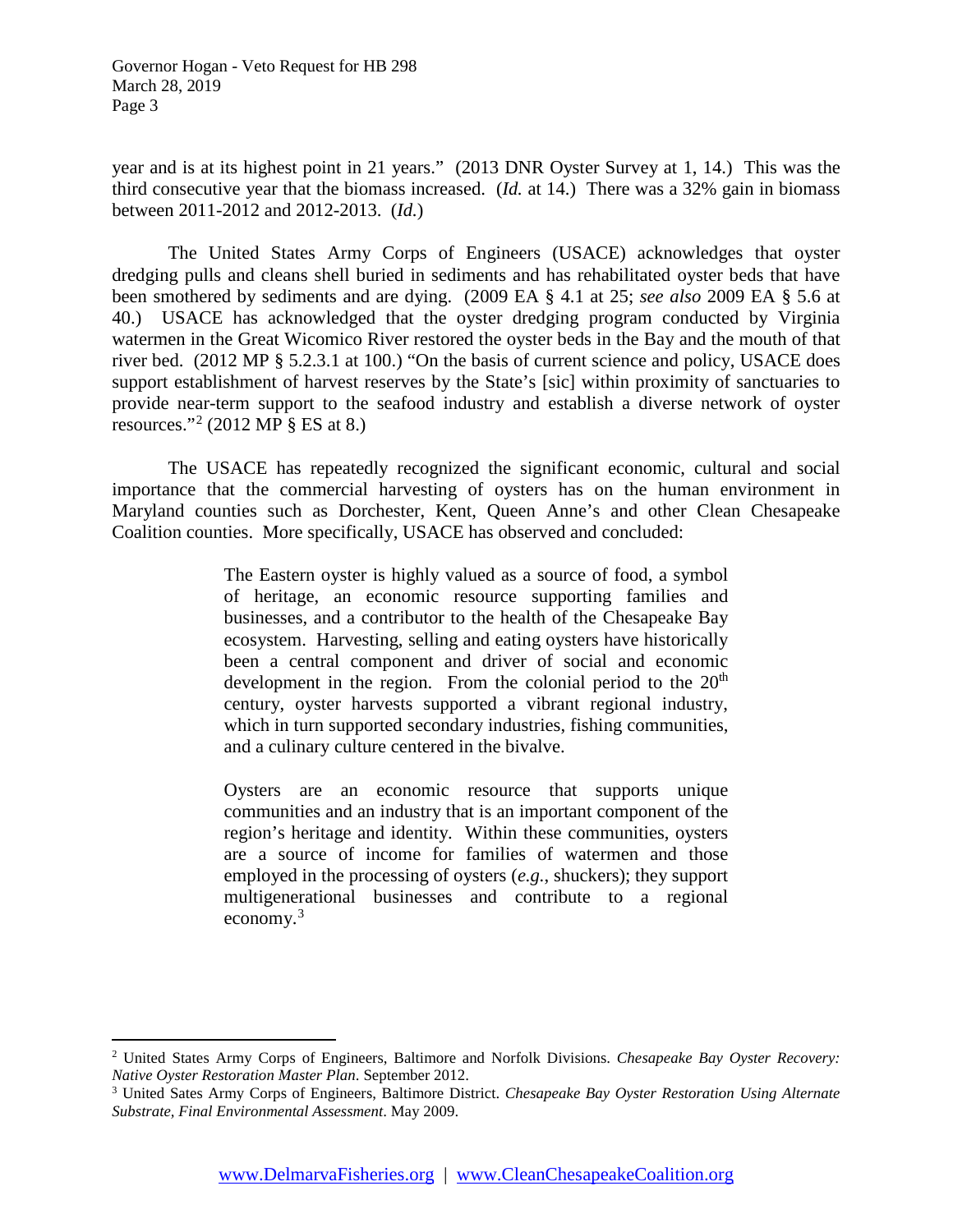year and is at its highest point in 21 years." (2013 DNR Oyster Survey at 1, 14.) This was the third consecutive year that the biomass increased. (*Id.* at 14.) There was a 32% gain in biomass between 2011-2012 and 2012-2013. (*Id.*)

The United States Army Corps of Engineers (USACE) acknowledges that oyster dredging pulls and cleans shell buried in sediments and has rehabilitated oyster beds that have been smothered by sediments and are dying. (2009 EA § 4.1 at 25; *see also* 2009 EA § 5.6 at 40.) USACE has acknowledged that the oyster dredging program conducted by Virginia watermen in the Great Wicomico River restored the oyster beds in the Bay and the mouth of that river bed. (2012 MP § 5.2.3.1 at 100.) "On the basis of current science and policy, USACE does support establishment of harvest reserves by the State's [sic] within proximity of sanctuaries to provide near-term support to the seafood industry and establish a diverse network of oyster resources."[2] (2012 MP § ES at 8.)

The USACE has repeatedly recognized the significant economic, cultural and social importance that the commercial harvesting of oysters has on the human environment in Maryland counties such as Dorchester, Kent, Queen Anne's and other Clean Chesapeake Coalition counties. More specifically, USACE has observed and concluded:

> The Eastern oyster is highly valued as a source of food, a symbol of heritage, an economic resource supporting families and businesses, and a contributor to the health of the Chesapeake Bay ecosystem. Harvesting, selling and eating oysters have historically been a central component and driver of social and economic development in the region. From the colonial period to the 20th century, oyster harvests supported a vibrant regional industry, which in turn supported secondary industries, fishing communities, and a culinary culture centered in the bivalve.
>
> Oysters are an economic resource that supports unique communities and an industry that is an important component of the region's heritage and identity. Within these communities, oysters are a source of income for families of watermen and those employed in the processing of oysters (*e.g.*, shuckers); they support multigenerational businesses and contribute to a regional economy.[3]

---

[2] United States Army Corps of Engineers, Baltimore and Norfolk Divisions. *Chesapeake Bay Oyster Recovery: Native Oyster Restoration Master Plan*. September 2012.

[3] United Sates Army Corps of Engineers, Baltimore District. *Chesapeake Bay Oyster Restoration Using Alternate Substrate, Final Environmental Assessment*. May 2009.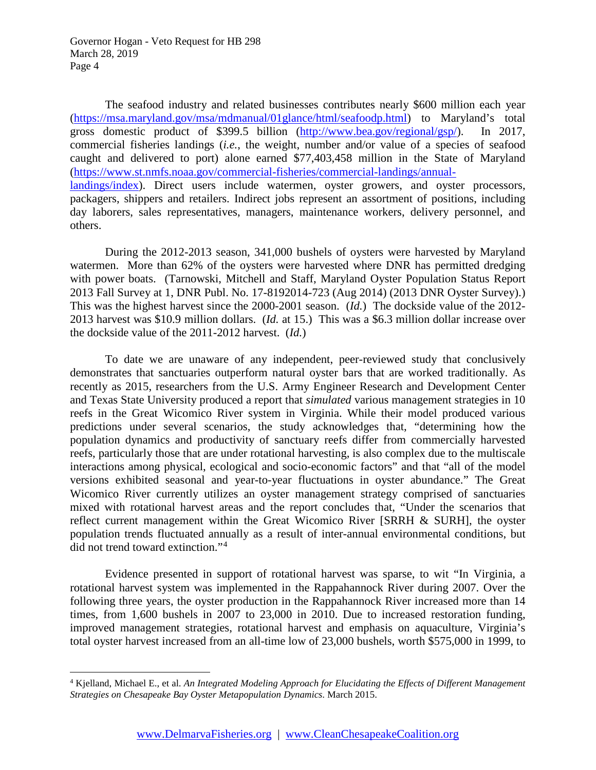The seafood industry and related businesses contributes nearly $600 million each year (https://msa.maryland.gov/msa/mdmanual/01glance/html/seafoodp.html) to Maryland's total gross domestic product of $399.5 billion (http://www.bea.gov/regional/gsp/). In 2017, commercial fisheries landings (*i.e.*, the weight, number and/or value of a species of seafood caught and delivered to port) alone earned $77,403,458 million in the State of Maryland (https://www.st.nmfs.noaa.gov/commercial-fisheries/commercial-landings/annual-landings/index). Direct users include watermen, oyster growers, and oyster processors, packagers, shippers and retailers. Indirect jobs represent an assortment of positions, including day laborers, sales representatives, managers, maintenance workers, delivery personnel, and others.

During the 2012-2013 season, 341,000 bushels of oysters were harvested by Maryland watermen. More than 62% of the oysters were harvested where DNR has permitted dredging with power boats. (Tarnowski, Mitchell and Staff, Maryland Oyster Population Status Report 2013 Fall Survey at 1, DNR Publ. No. 17-8192014-723 (Aug 2014) (2013 DNR Oyster Survey).) This was the highest harvest since the 2000-2001 season. (*Id.*) The dockside value of the 2012-2013 harvest was $10.9 million dollars. (*Id.* at 15.) This was a $6.3 million dollar increase over the dockside value of the 2011-2012 harvest. (*Id.*)

To date we are unaware of any independent, peer-reviewed study that conclusively demonstrates that sanctuaries outperform natural oyster bars that are worked traditionally. As recently as 2015, researchers from the U.S. Army Engineer Research and Development Center and Texas State University produced a report that *simulated* various management strategies in 10 reefs in the Great Wicomico River system in Virginia. While their model produced various predictions under several scenarios, the study acknowledges that, "determining how the population dynamics and productivity of sanctuary reefs differ from commercially harvested reefs, particularly those that are under rotational harvesting, is also complex due to the multiscale interactions among physical, ecological and socio-economic factors" and that "all of the model versions exhibited seasonal and year-to-year fluctuations in oyster abundance." The Great Wicomico River currently utilizes an oyster management strategy comprised of sanctuaries mixed with rotational harvest areas and the report concludes that, "Under the scenarios that reflect current management within the Great Wicomico River [SRRH & SURH], the oyster population trends fluctuated annually as a result of inter-annual environmental conditions, but did not trend toward extinction."[4]

Evidence presented in support of rotational harvest was sparse, to wit "In Virginia, a rotational harvest system was implemented in the Rappahannock River during 2007. Over the following three years, the oyster production in the Rappahannock River increased more than 14 times, from 1,600 bushels in 2007 to 23,000 in 2010. Due to increased restoration funding, improved management strategies, rotational harvest and emphasis on aquaculture, Virginia's total oyster harvest increased from an all-time low of 23,000 bushels, worth $575,000 in 1999, to

---

[4] Kjelland, Michael E., et al. *An Integrated Modeling Approach for Elucidating the Effects of Different Management Strategies on Chesapeake Bay Oyster Metapopulation Dynamics*. March 2015.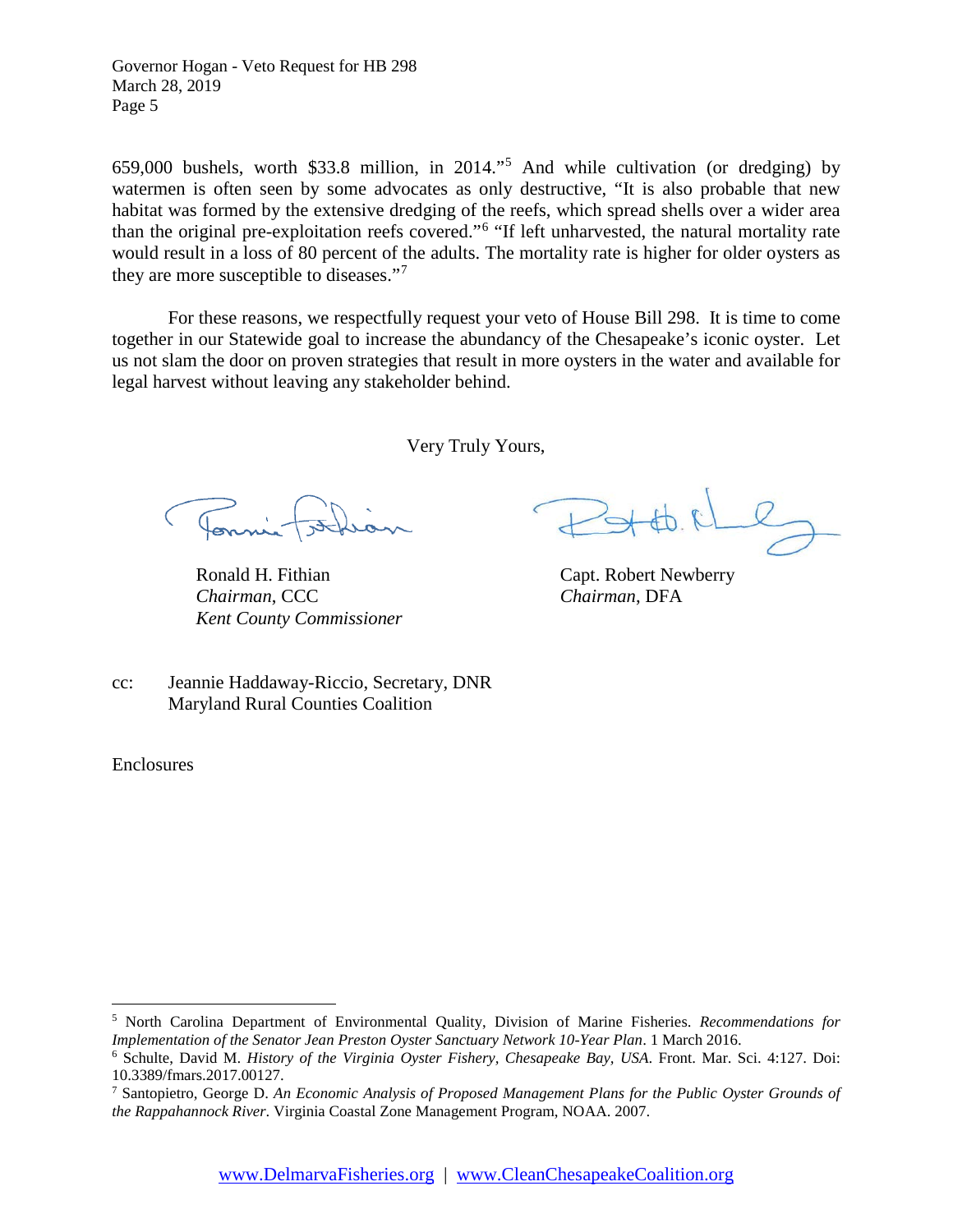659,000 bushels, worth $33.8 million, in 2014."[5] And while cultivation (or dredging) by watermen is often seen by some advocates as only destructive, "It is also probable that new habitat was formed by the extensive dredging of the reefs, which spread shells over a wider area than the original pre-exploitation reefs covered."[6] "If left unharvested, the natural mortality rate would result in a loss of 80 percent of the adults. The mortality rate is higher for older oysters as they are more susceptible to diseases."[7]

For these reasons, we respectfully request your veto of House Bill 298. It is time to come together in our Statewide goal to increase the abundancy of the Chesapeake's iconic oyster. Let us not slam the door on proven strategies that result in more oysters in the water and available for legal harvest without leaving any stakeholder behind.

Very Truly Yours,

Ronald H. Fithian
*Chairman*, CCC
*Kent County Commissioner*

Capt. Robert Newberry
*Chairman*, DFA

cc: Jeannie Haddaway-Riccio, Secretary, DNR
Maryland Rural Counties Coalition

Enclosures

---

[5] North Carolina Department of Environmental Quality, Division of Marine Fisheries. *Recommendations for Implementation of the Senator Jean Preston Oyster Sanctuary Network 10-Year Plan*. 1 March 2016.

[6] Schulte, David M. *History of the Virginia Oyster Fishery, Chesapeake Bay, USA*. Front. Mar. Sci. 4:127. Doi: 10.3389/fmars.2017.00127.

[7] Santopietro, George D. *An Economic Analysis of Proposed Management Plans for the Public Oyster Grounds of the Rappahannock River*. Virginia Coastal Zone Management Program, NOAA. 2007.